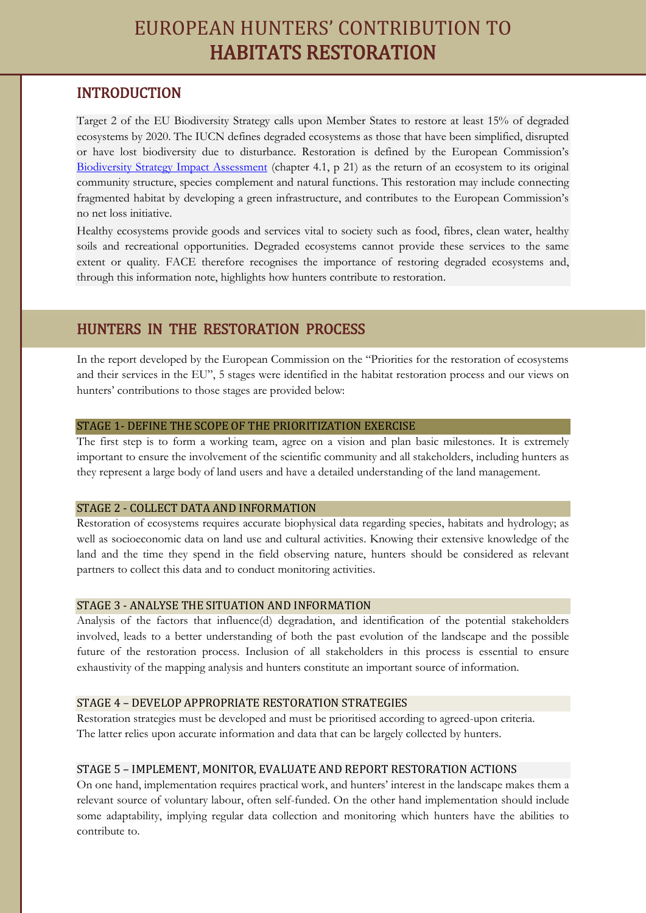# EUROPEAN HUNTERS' CONTRIBUTION TO HABITATS RESTORATION

## INTRODUCTION

Target 2 of the EU Biodiversity Strategy calls upon Member States to restore at least 15% of degraded ecosystems by 2020. The IUCN defines degraded ecosystems as those that have been simplified, disrupted or have lost biodiversity due to disturbance. Restoration is defined by the European Commission's Biodiversity Strategy Impact Assessment (chapter 4.1, p 21) as the return of an ecosystem to its original community structure, species complement and natural functions. This restoration may include connecting fragmented habitat by developing a green infrastructure, and contributes to the European Commission's no net loss initiative.

Healthy ecosystems provide goods and services vital to society such as food, fibres, clean water, healthy soils and recreational opportunities. Degraded ecosystems cannot provide these services to the same extent or quality. FACE therefore recognises the importance of restoring degraded ecosystems and, through this information note, highlights how hunters contribute to restoration.

## HUNTERS IN THE RESTORATION PROCESS

In the report developed by the European Commission on the "Priorities for the restoration of ecosystems and their services in the EU", 5 stages were identified in the habitat restoration process and our views on hunters' contributions to those stages are provided below:

### STAGE 1- DEFINE THE SCOPE OF THE PRIORITIZATION EXERCISE

The first step is to form a working team, agree on a vision and plan basic milestones. It is extremely important to ensure the involvement of the scientific community and all stakeholders, including hunters as they represent a large body of land users and have a detailed understanding of the land management.

### STAGE 2 - COLLECT DATA AND INFORMATION

Restoration of ecosystems requires accurate biophysical data regarding species, habitats and hydrology; as well as socioeconomic data on land use and cultural activities. Knowing their extensive knowledge of the land and the time they spend in the field observing nature, hunters should be considered as relevant partners to collect this data and to conduct monitoring activities.

### STAGE 3 - ANALYSE THE SITUATION AND INFORMATION

Analysis of the factors that influence(d) degradation, and identification of the potential stakeholders involved, leads to a better understanding of both the past evolution of the landscape and the possible future of the restoration process. Inclusion of all stakeholders in this process is essential to ensure exhaustivity of the mapping analysis and hunters constitute an important source of information.

### STAGE 4 – DEVELOP APPROPRIATE RESTORATION STRATEGIES

Restoration strategies must be developed and must be prioritised according to agreed-upon criteria. The latter relies upon accurate information and data that can be largely collected by hunters.

### STAGE 5 – IMPLEMENT, MONITOR, EVALUATE AND REPORT RESTORATION ACTIONS

On one hand, implementation requires practical work, and hunters' interest in the landscape makes them a relevant source of voluntary labour, often self-funded. On the other hand implementation should include some adaptability, implying regular data collection and monitoring which hunters have the abilities to contribute to.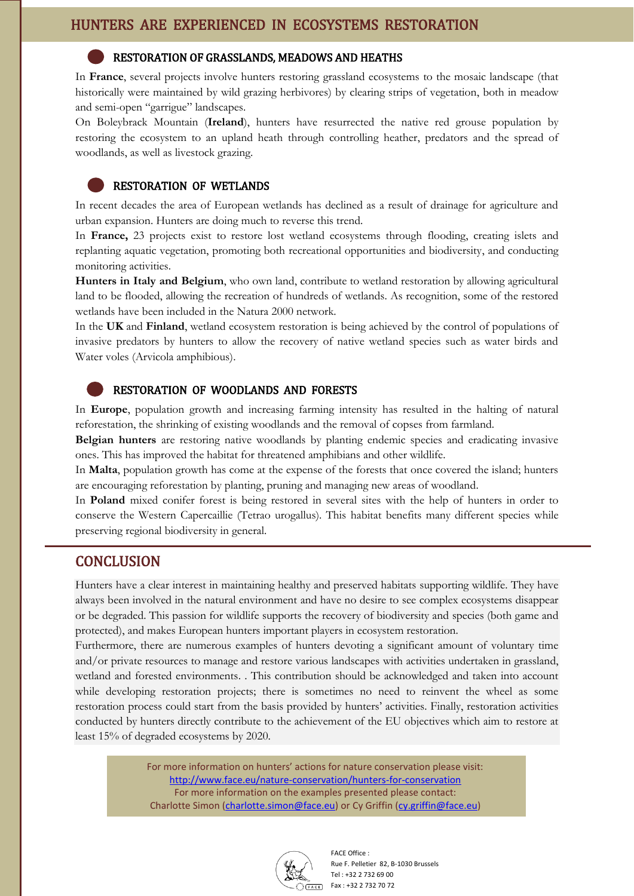# HUNTERS ARE EXPERIENCED IN ECOSYSTEMS RESTORATION

## RESTORATION OF GRASSLANDS, MEADOWS AND HEATHS

In **France**, several projects involve hunters restoring grassland ecosystems to the mosaic landscape (that historically were maintained by wild grazing herbivores) by clearing strips of vegetation, both in meadow and semi-open "garrigue" landscapes.

On Boleybrack Mountain (**Ireland**), hunters have resurrected the native red grouse population by restoring the ecosystem to an upland heath through controlling heather, predators and the spread of woodlands, as well as livestock grazing.

## RESTORATION OF WETLANDS

In recent decades the area of European wetlands has declined as a result of drainage for agriculture and urban expansion. Hunters are doing much to reverse this trend.

In **France,** 23 projects exist to restore lost wetland ecosystems through flooding, creating islets and replanting aquatic vegetation, promoting both recreational opportunities and biodiversity, and conducting monitoring activities.

**Hunters in Italy and Belgium**, who own land, contribute to wetland restoration by allowing agricultural land to be flooded, allowing the recreation of hundreds of wetlands. As recognition, some of the restored wetlands have been included in the Natura 2000 network.

In the **UK** and **Finland**, wetland ecosystem restoration is being achieved by the control of populations of invasive predators by hunters to allow the recovery of native wetland species such as water birds and Water voles (Arvicola amphibious).

## RESTORATION OF WOODLANDS AND FORESTS

In **Europe**, population growth and increasing farming intensity has resulted in the halting of natural reforestation, the shrinking of existing woodlands and the removal of copses from farmland.

**Belgian hunters** are restoring native woodlands by planting endemic species and eradicating invasive ones. This has improved the habitat for threatened amphibians and other wildlife.

In **Malta**, population growth has come at the expense of the forests that once covered the island; hunters are encouraging reforestation by planting, pruning and managing new areas of woodland.

In **Poland** mixed conifer forest is being restored in several sites with the help of hunters in order to conserve the Western Capercaillie (Tetrao urogallus). This habitat benefits many different species while preserving regional biodiversity in general.

## CONCLUSION

Hunters have a clear interest in maintaining healthy and preserved habitats supporting wildlife. They have always been involved in the natural environment and have no desire to see complex ecosystems disappear or be degraded. This passion for wildlife supports the recovery of biodiversity and species (both game and protected), and makes European hunters important players in ecosystem restoration.

Furthermore, there are numerous examples of hunters devoting a significant amount of voluntary time and/or private resources to manage and restore various landscapes with activities undertaken in grassland, wetland and forested environments. . This contribution should be acknowledged and taken into account while developing restoration projects; there is sometimes no need to reinvent the wheel as some restoration process could start from the basis provided by hunters' activities. Finally, restoration activities conducted by hunters directly contribute to the achievement of the EU objectives which aim to restore at least 15% of degraded ecosystems by 2020.

For more information on hunters' actions for nature conservation please visit:
http://www.face.eu/nature-conservation/hunters-for-conservation
For more information on the examples presented please contact:
Charlotte Simon (charlotte.simon@face.eu) or Cy Griffin (cy.griffin@face.eu)

FACE Office :
Rue F. Pelletier 82, B-1030 Brussels
Tel : +32 2 732 69 00
Fax : +32 2 732 70 72